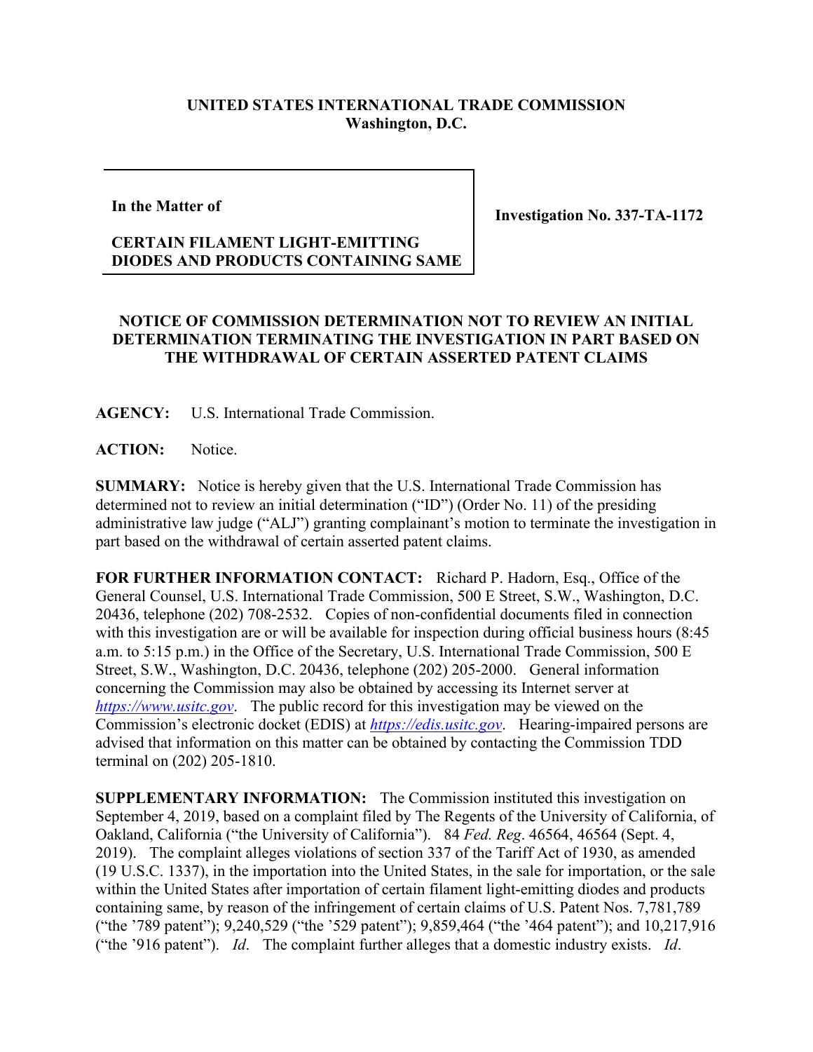**UNITED STATES INTERNATIONAL TRADE COMMISSION**
**Washington, D.C.**

| **In the Matter of**<br><br>**CERTAIN FILAMENT LIGHT-EMITTING DIODES AND PRODUCTS CONTAINING SAME** | **Investigation No. 337-TA-1172** |
|---|---|

**NOTICE OF COMMISSION DETERMINATION NOT TO REVIEW AN INITIAL DETERMINATION TERMINATING THE INVESTIGATION IN PART BASED ON THE WITHDRAWAL OF CERTAIN ASSERTED PATENT CLAIMS**

**AGENCY:** U.S. International Trade Commission.

**ACTION:** Notice.

**SUMMARY:** Notice is hereby given that the U.S. International Trade Commission has determined not to review an initial determination ("ID") (Order No. 11) of the presiding administrative law judge ("ALJ") granting complainant's motion to terminate the investigation in part based on the withdrawal of certain asserted patent claims.

**FOR FURTHER INFORMATION CONTACT:** Richard P. Hadorn, Esq., Office of the General Counsel, U.S. International Trade Commission, 500 E Street, S.W., Washington, D.C. 20436, telephone (202) 708-2532. Copies of non-confidential documents filed in connection with this investigation are or will be available for inspection during official business hours (8:45 a.m. to 5:15 p.m.) in the Office of the Secretary, U.S. International Trade Commission, 500 E Street, S.W., Washington, D.C. 20436, telephone (202) 205-2000. General information concerning the Commission may also be obtained by accessing its Internet server at *https://www.usitc.gov*. The public record for this investigation may be viewed on the Commission's electronic docket (EDIS) at *https://edis.usitc.gov*. Hearing-impaired persons are advised that information on this matter can be obtained by contacting the Commission TDD terminal on (202) 205-1810.

**SUPPLEMENTARY INFORMATION:** The Commission instituted this investigation on September 4, 2019, based on a complaint filed by The Regents of the University of California, of Oakland, California ("the University of California"). 84 *Fed. Reg*. 46564, 46564 (Sept. 4, 2019). The complaint alleges violations of section 337 of the Tariff Act of 1930, as amended (19 U.S.C. 1337), in the importation into the United States, in the sale for importation, or the sale within the United States after importation of certain filament light-emitting diodes and products containing same, by reason of the infringement of certain claims of U.S. Patent Nos. 7,781,789 ("the '789 patent"); 9,240,529 ("the '529 patent"); 9,859,464 ("the '464 patent"); and 10,217,916 ("the '916 patent"). *Id*. The complaint further alleges that a domestic industry exists. *Id*.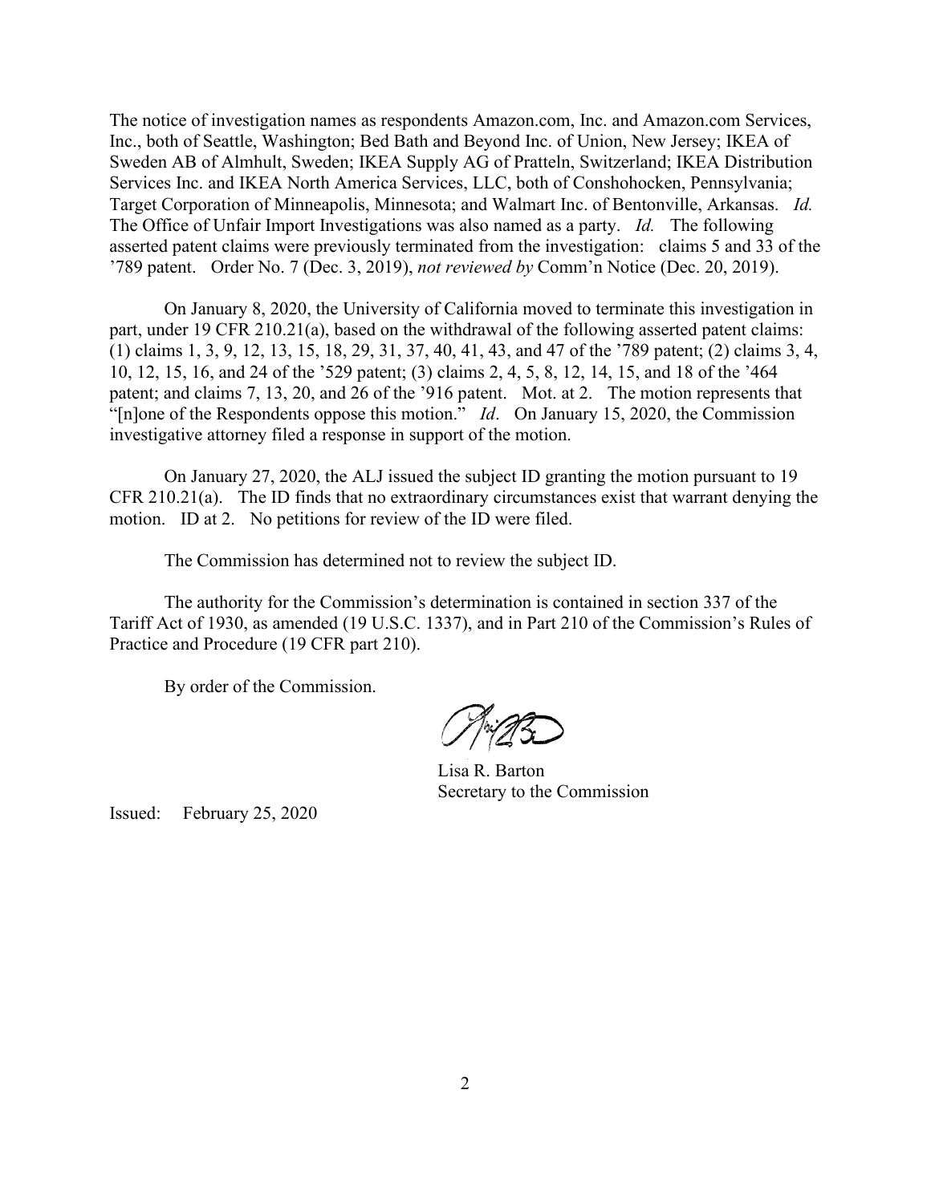The notice of investigation names as respondents Amazon.com, Inc. and Amazon.com Services, Inc., both of Seattle, Washington; Bed Bath and Beyond Inc. of Union, New Jersey; IKEA of Sweden AB of Almhult, Sweden; IKEA Supply AG of Pratteln, Switzerland; IKEA Distribution Services Inc. and IKEA North America Services, LLC, both of Conshohocken, Pennsylvania; Target Corporation of Minneapolis, Minnesota; and Walmart Inc. of Bentonville, Arkansas. *Id.* The Office of Unfair Import Investigations was also named as a party. *Id.* The following asserted patent claims were previously terminated from the investigation: claims 5 and 33 of the '789 patent. Order No. 7 (Dec. 3, 2019), *not reviewed by* Comm'n Notice (Dec. 20, 2019).

On January 8, 2020, the University of California moved to terminate this investigation in part, under 19 CFR 210.21(a), based on the withdrawal of the following asserted patent claims: (1) claims 1, 3, 9, 12, 13, 15, 18, 29, 31, 37, 40, 41, 43, and 47 of the '789 patent; (2) claims 3, 4, 10, 12, 15, 16, and 24 of the '529 patent; (3) claims 2, 4, 5, 8, 12, 14, 15, and 18 of the '464 patent; and claims 7, 13, 20, and 26 of the '916 patent. Mot. at 2. The motion represents that "[n]one of the Respondents oppose this motion." *Id*. On January 15, 2020, the Commission investigative attorney filed a response in support of the motion.

On January 27, 2020, the ALJ issued the subject ID granting the motion pursuant to 19 CFR 210.21(a). The ID finds that no extraordinary circumstances exist that warrant denying the motion. ID at 2. No petitions for review of the ID were filed.

The Commission has determined not to review the subject ID.

The authority for the Commission's determination is contained in section 337 of the Tariff Act of 1930, as amended (19 U.S.C. 1337), and in Part 210 of the Commission's Rules of Practice and Procedure (19 CFR part 210).

By order of the Commission.

Lisa R. Barton
Secretary to the Commission

Issued: February 25, 2020